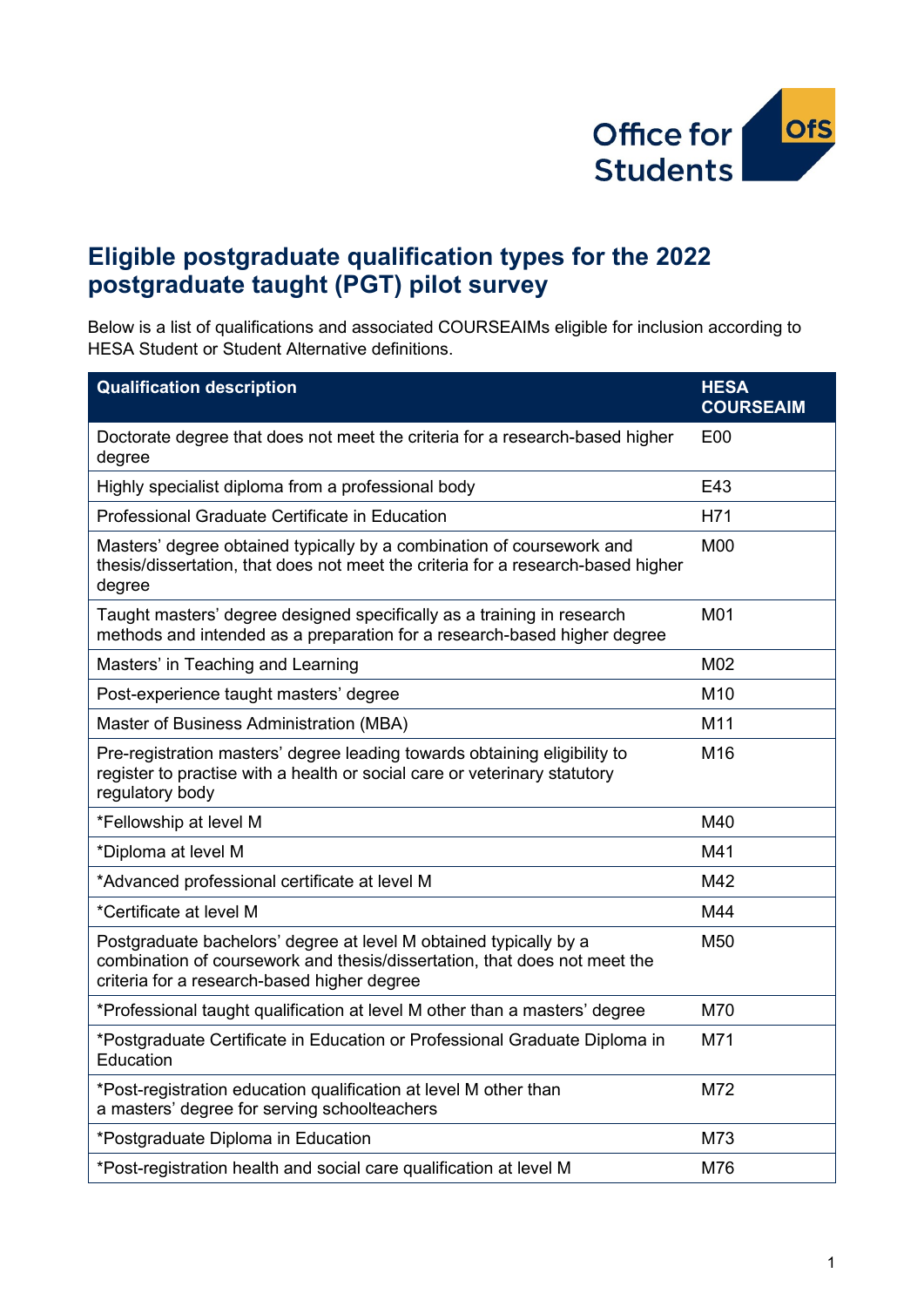# Eligible postgraduate qualification types for the 2022 postgraduate taught (PGT) pilot survey

Below is a list of qualifications and associated COURSEAIMs eligible for inclusion according to HESA Student or Student Alternative definitions.

| Qualification description | HESA COURSEAIM |
|---|---|
| Doctorate degree that does not meet the criteria for a research-based higher degree | E00 |
| Highly specialist diploma from a professional body | E43 |
| Professional Graduate Certificate in Education | H71 |
| Masters' degree obtained typically by a combination of coursework and thesis/dissertation, that does not meet the criteria for a research-based higher degree | M00 |
| Taught masters' degree designed specifically as a training in research methods and intended as a preparation for a research-based higher degree | M01 |
| Masters' in Teaching and Learning | M02 |
| Post-experience taught masters' degree | M10 |
| Master of Business Administration (MBA) | M11 |
| Pre-registration masters' degree leading towards obtaining eligibility to register to practise with a health or social care or veterinary statutory regulatory body | M16 |
| *Fellowship at level M | M40 |
| *Diploma at level M | M41 |
| *Advanced professional certificate at level M | M42 |
| *Certificate at level M | M44 |
| Postgraduate bachelors' degree at level M obtained typically by a combination of coursework and thesis/dissertation, that does not meet the criteria for a research-based higher degree | M50 |
| *Professional taught qualification at level M other than a masters' degree | M70 |
| *Postgraduate Certificate in Education or Professional Graduate Diploma in Education | M71 |
| *Post-registration education qualification at level M other than a masters' degree for serving schoolteachers | M72 |
| *Postgraduate Diploma in Education | M73 |
| *Post-registration health and social care qualification at level M | M76 |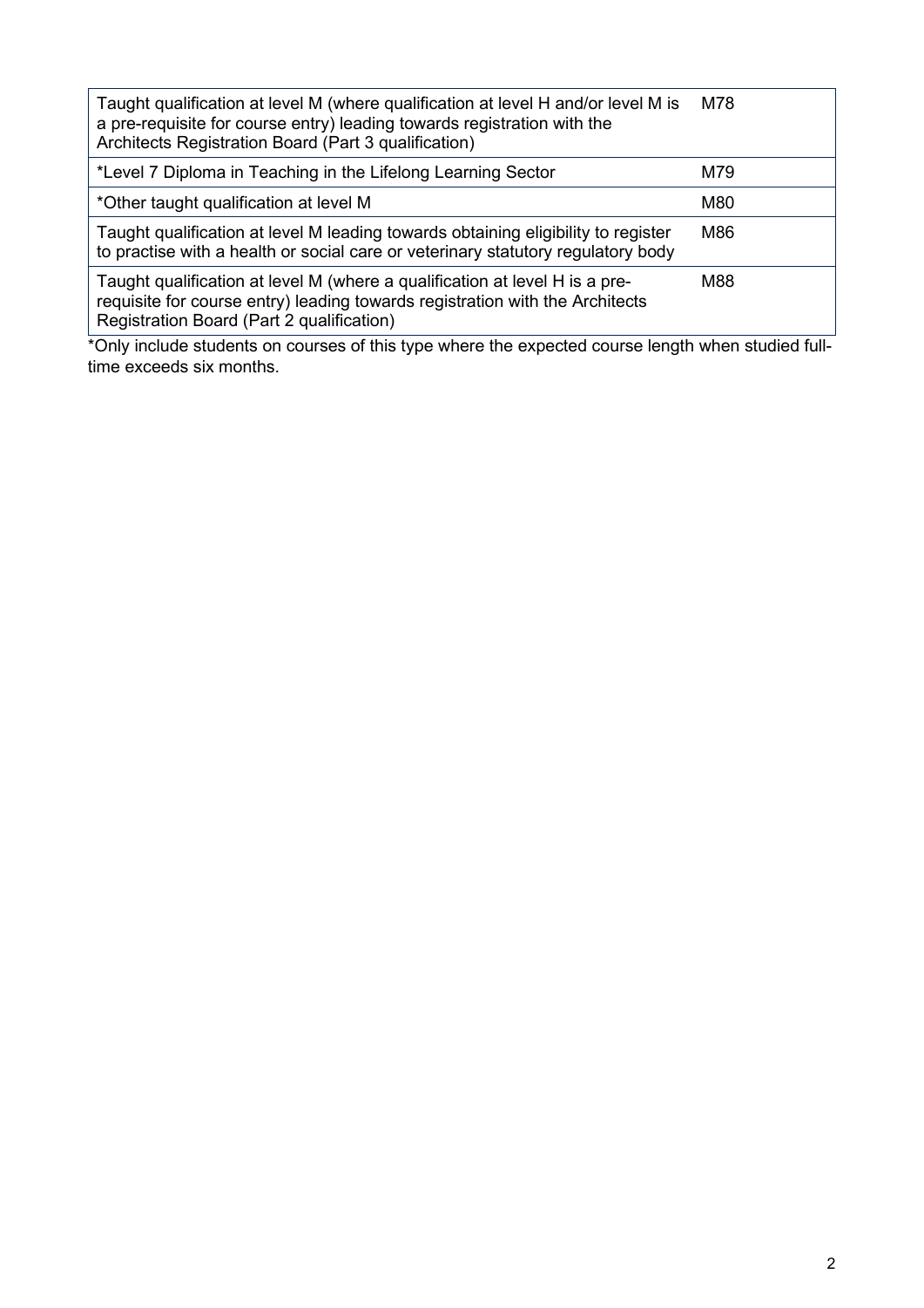| | |
|---|---|
| Taught qualification at level M (where qualification at level H and/or level M is a pre-requisite for course entry) leading towards registration with the Architects Registration Board (Part 3 qualification) | M78 |
| *Level 7 Diploma in Teaching in the Lifelong Learning Sector | M79 |
| *Other taught qualification at level M | M80 |
| Taught qualification at level M leading towards obtaining eligibility to register to practise with a health or social care or veterinary statutory regulatory body | M86 |
| Taught qualification at level M (where a qualification at level H is a pre-requisite for course entry) leading towards registration with the Architects Registration Board (Part 2 qualification) | M88 |

*Only include students on courses of this type where the expected course length when studied full-time exceeds six months.